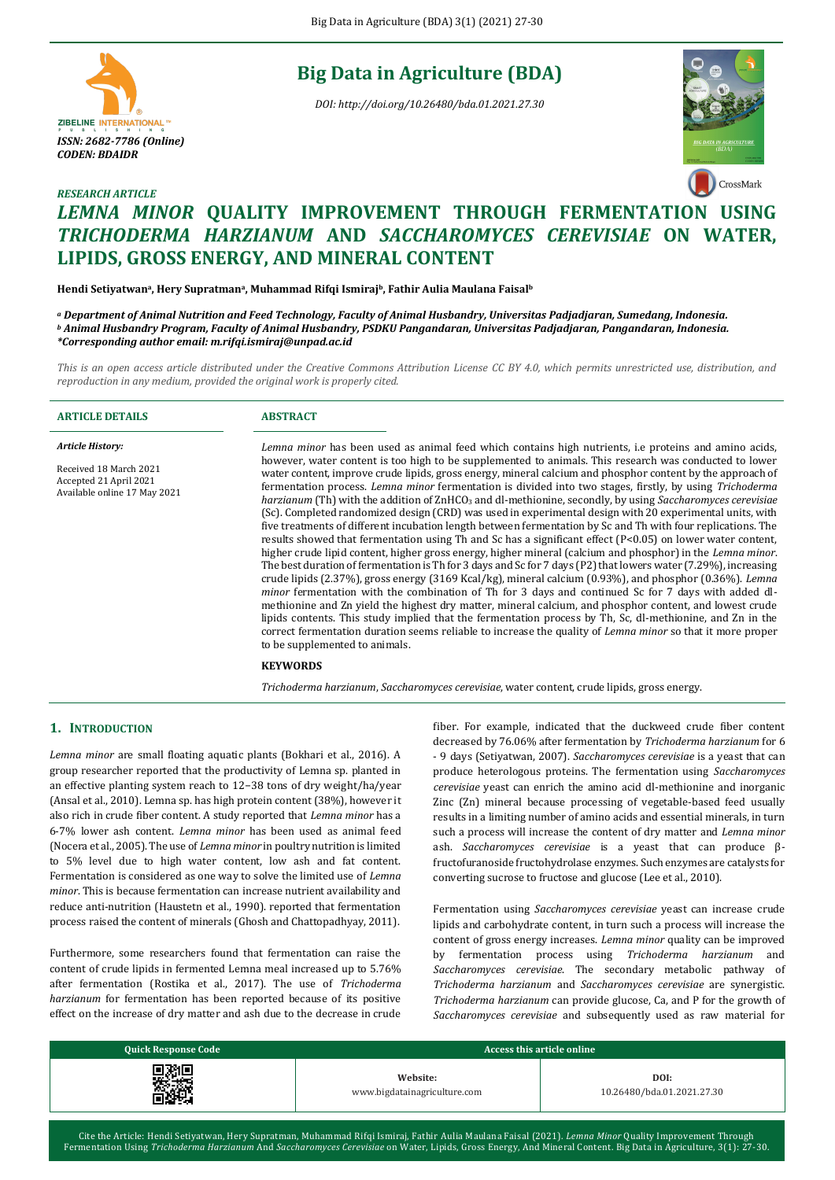RESEARCH ARTICLE

# *LEMNA MINOR* QUALITY IMPROVEMENT THROUGH FERMENTATION USING *TRICHODERMA HARZIANUM* AND *SACCHAROMYCES CEREVISIAE* ON WATER, LIPIDS, GROSS ENERGY, AND MINERAL CONTENT

**Hendi Setiyatwan[a], Hery Supratman[a], Muhammad Rifqi Ismiraj[b], Fathir Aulia Maulana Faisal[b]**

*[a] Department of Animal Nutrition and Feed Technology, Faculty of Animal Husbandry, Universitas Padjadjaran, Sumedang, Indonesia.*
*[b] Animal Husbandry Program, Faculty of Animal Husbandry, PSDKU Pangandaran, Universitas Padjadjaran, Pangandaran, Indonesia.*
*\*Corresponding author email: m.rifqi.ismiraj@unpad.ac.id*

*This is an open access article distributed under the Creative Commons Attribution License CC BY 4.0, which permits unrestricted use, distribution, and reproduction in any medium, provided the original work is properly cited.*

**ARTICLE DETAILS**

*Article History:*

Received 18 March 2021
Accepted 21 April 2021
Available online 17 May 2021

**ABSTRACT**

*Lemna minor* has been used as animal feed which contains high nutrients, i.e proteins and amino acids, however, water content is too high to be supplemented to animals. This research was conducted to lower water content, improve crude lipids, gross energy, mineral calcium and phosphor content by the approach of fermentation process. *Lemna minor* fermentation is divided into two stages, firstly, by using *Trichoderma harzianum* (Th) with the addition of $ZnHCO_3$ and dl-methionine, secondly, by using *Saccharomyces cerevisiae* (Sc). Completed randomized design (CRD) was used in experimental design with 20 experimental units, with five treatments of different incubation length between fermentation by Sc and Th with four replications. The results showed that fermentation using Th and Sc has a significant effect ($P<0.05$) on lower water content, higher crude lipid content, higher gross energy, higher mineral (calcium and phosphor) in the *Lemna minor*. The best duration of fermentation is Th for 3 days and Sc for 7 days (P2) that lowers water (7.29%), increasing crude lipids (2.37%), gross energy (3169 Kcal/kg), mineral calcium (0.93%), and phosphor (0.36%). *Lemna minor* fermentation with the combination of Th for 3 days and continued Sc for 7 days with added dl-methionine and Zn yield the highest dry matter, mineral calcium, and phosphor content, and lowest crude lipids contents. This study implied that the fermentation process by Th, Sc, dl-methionine, and Zn in the correct fermentation duration seems reliable to increase the quality of *Lemna minor* so that it more proper to be supplemented to animals.

**KEYWORDS**

*Trichoderma harzianum*, *Saccharomyces cerevisiae*, water content, crude lipids, gross energy.

## 1. INTRODUCTION

*Lemna minor* are small floating aquatic plants (Bokhari et al., 2016). A group researcher reported that the productivity of Lemna sp. planted in an effective planting system reach to 12–38 tons of dry weight/ha/year (Ansal et al., 2010). Lemna sp. has high protein content (38%), however it also rich in crude fiber content. A study reported that *Lemna minor* has a 6-7% lower ash content. *Lemna minor* has been used as animal feed (Nocera et al., 2005). The use of *Lemna minor* in poultry nutrition is limited to 5% level due to high water content, low ash and fat content. Fermentation is considered as one way to solve the limited use of *Lemna minor*. This is because fermentation can increase nutrient availability and reduce anti-nutrition (Haustetn et al., 1990). reported that fermentation process raised the content of minerals (Ghosh and Chattopadhyay, 2011).

Furthermore, some researchers found that fermentation can raise the content of crude lipids in fermented Lemna meal increased up to 5.76% after fermentation (Rostika et al., 2017). The use of *Trichoderma harzianum* for fermentation has been reported because of its positive effect on the increase of dry matter and ash due to the decrease in crude fiber. For example, indicated that the duckweed crude fiber content decreased by 76.06% after fermentation by *Trichoderma harzianum* for 6 - 9 days (Setiyatwan, 2007). *Saccharomyces cerevisiae* is a yeast that can produce heterologous proteins. The fermentation using *Saccharomyces cerevisiae* yeast can enrich the amino acid dl-methionine and inorganic Zinc (Zn) mineral because processing of vegetable-based feed usually results in a limiting number of amino acids and essential minerals, in turn such a process will increase the content of dry matter and *Lemna minor* ash. *Saccharomyces cerevisiae* is a yeast that can produce β-fructofuranoside fructohydrolase enzymes. Such enzymes are catalysts for converting sucrose to fructose and glucose (Lee et al., 2010).

Fermentation using *Saccharomyces cerevisiae* yeast can increase crude lipids and carbohydrate content, in turn such a process will increase the content of gross energy increases. *Lemna minor* quality can be improved by fermentation process using *Trichoderma harzianum* and *Saccharomyces cerevisiae.* The secondary metabolic pathway of *Trichoderma harzianum* and *Saccharomyces cerevisiae* are synergistic. *Trichoderma harzianum* can provide glucose, Ca, and P for the growth of *Saccharomyces cerevisiae* and subsequently used as raw material for

| Quick Response Code | Access this article online | |
|---|---|---|
| | **Website:** www.bigdataingriculture.com | **DOI:** 10.26480/bda.01.2021.27.30 |

Cite the Article: Hendi Setiyatwan, Hery Supratman, Muhammad Rifqi Ismiraj, Fathir Aulia Maulana Faisal (2021). *Lemna Minor* Quality Improvement Through Fermentation Using *Trichoderma Harzianum* And *Saccharomyces Cerevisiae* on Water, Lipids, Gross Energy, And Mineral Content. Big Data in Agriculture, 3(1): 27-30.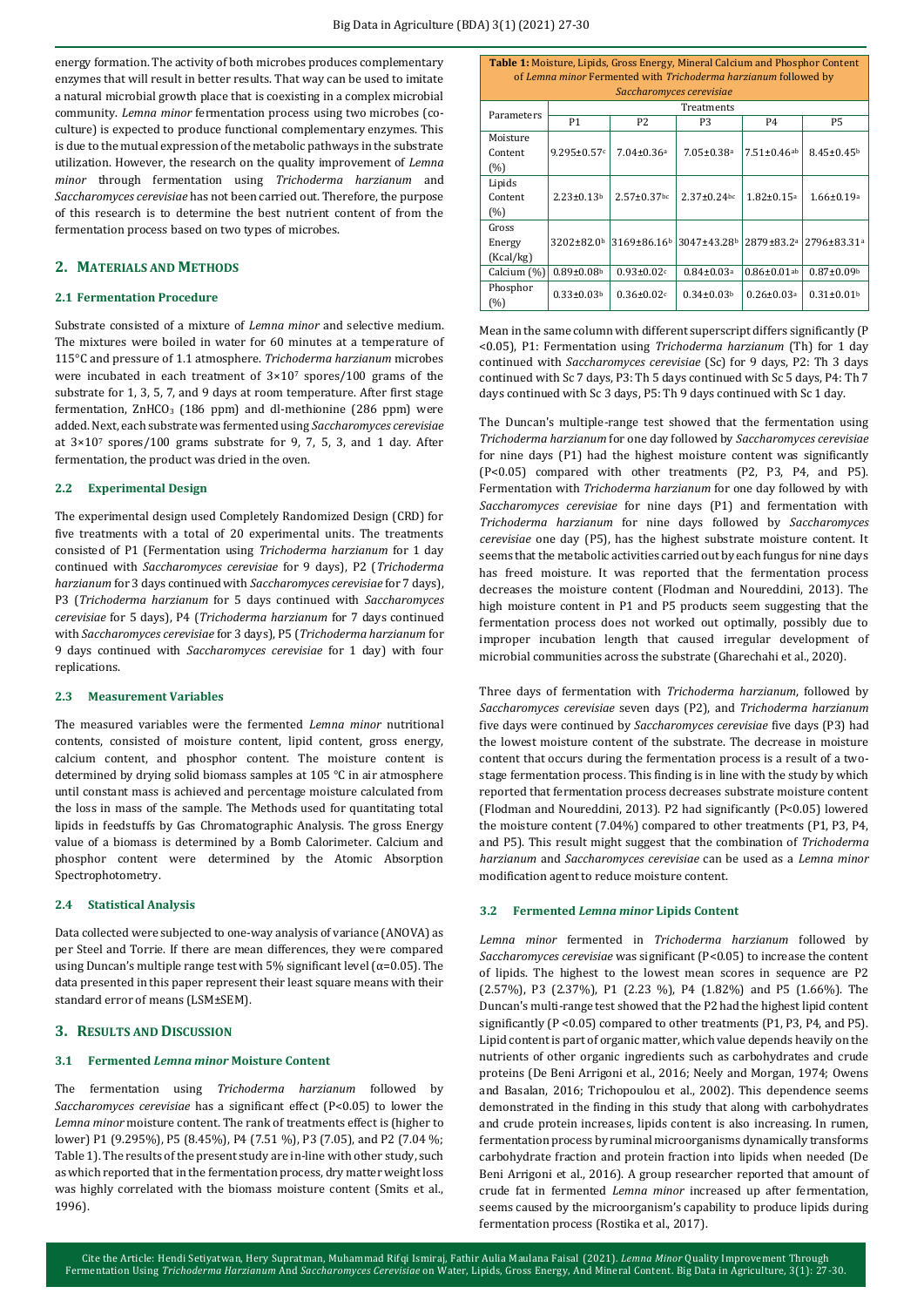energy formation. The activity of both microbes produces complementary enzymes that will result in better results. That way can be used to imitate a natural microbial growth place that is coexisting in a complex microbial community. *Lemna minor* fermentation process using two microbes (co-culture) is expected to produce functional complementary enzymes. This is due to the mutual expression of the metabolic pathways in the substrate utilization. However, the research on the quality improvement of *Lemna minor* through fermentation using *Trichoderma harzianum* and *Saccharomyces cerevisiae* has not been carried out. Therefore, the purpose of this research is to determine the best nutrient content of from the fermentation process based on two types of microbes.

## 2. MATERIALS AND METHODS

### 2.1 Fermentation Procedure

Substrate consisted of a mixture of *Lemna minor* and selective medium. The mixtures were boiled in water for 60 minutes at a temperature of 115°C and pressure of 1.1 atmosphere. *Trichoderma harzianum* microbes were incubated in each treatment of $3{\times}10^7$ spores/100 grams of the substrate for 1, 3, 5, 7, and 9 days at room temperature. After first stage fermentation, $ZnHCO_3$ (186 ppm) and dl-methionine (286 ppm) were added. Next, each substrate was fermented using *Saccharomyces cerevisiae* at $3{\times}10^7$ spores/100 grams substrate for 9, 7, 5, 3, and 1 day. After fermentation, the product was dried in the oven.

### 2.2 Experimental Design

The experimental design used Completely Randomized Design (CRD) for five treatments with a total of 20 experimental units. The treatments consisted of P1 (Fermentation using *Trichoderma harzianum* for 1 day continued with *Saccharomyces cerevisiae* for 9 days), P2 (*Trichoderma harzianum* for 3 days continued with *Saccharomyces cerevisiae* for 7 days), P3 (*Trichoderma harzianum* for 5 days continued with *Saccharomyces cerevisiae* for 5 days), P4 (*Trichoderma harzianum* for 7 days continued with *Saccharomyces cerevisiae* for 3 days), P5 (*Trichoderma harzianum* for 9 days continued with *Saccharomyces cerevisiae* for 1 day) with four replications.

### 2.3 Measurement Variables

The measured variables were the fermented *Lemna minor* nutritional contents, consisted of moisture content, lipid content, gross energy, calcium content, and phosphor content. The moisture content is determined by drying solid biomass samples at 105 °C in air atmosphere until constant mass is achieved and percentage moisture calculated from the loss in mass of the sample. The Methods used for quantitating total lipids in feedstuffs by Gas Chromatographic Analysis. The gross Energy value of a biomass is determined by a Bomb Calorimeter. Calcium and phosphor content were determined by the Atomic Absorption Spectrophotometry.

### 2.4 Statistical Analysis

Data collected were subjected to one-way analysis of variance (ANOVA) as per Steel and Torrie. If there are mean differences, they were compared using Duncan's multiple range test with 5% significant level ($\alpha$=0.05). The data presented in this paper represent their least square means with their standard error of means (LSM±SEM).

## 3. RESULTS AND DISCUSSION

### 3.1 Fermented *Lemna minor* Moisture Content

The fermentation using *Trichoderma harzianum* followed by *Saccharomyces cerevisiae* has a significant effect (P<0.05) to lower the *Lemna minor* moisture content. The rank of treatments effect is (higher to lower) P1 (9.295%), P5 (8.45%), P4 (7.51 %), P3 (7.05), and P2 (7.04 %; Table 1). The results of the present study are in-line with other study, such as which reported that in the fermentation process, dry matter weight loss was highly correlated with the biomass moisture content (Smits et al., 1996).

**Table 1:** Moisture, Lipids, Gross Energy, Mineral Calcium and Phosphor Content of *Lemna minor* Fermented with *Trichoderma harzianum* followed by *Saccharomyces cerevisiae*

| Parameters | Treatments | | | | |
|---|---|---|---|---|---|
| | P1 | P2 | P3 | P4 | P5 |
| Moisture Content (%) | 9.295±0.57[c] | 7.04±0.36[a] | 7.05±0.38[a] | 7.51±0.46[ab] | 8.45±0.45[b] |
| Lipids Content (%) | 2.23±0.13[b] | 2.57±0.37[bc] | 2.37±0.24[bc] | 1.82±0.15[a] | 1.66±0.19[a] |
| Gross Energy (Kcal/kg) | 3202±82.0[b] | 3169±86.16[b] | 3047±43.28[b] | 2879±83.2[a] | 2796±83.31[a] |
| Calcium (%) | 0.89±0.08[b] | 0.93±0.02[c] | 0.84±0.03[a] | 0.86±0.01[ab] | 0.87±0.09[b] |
| Phosphor (%) | 0.33±0.03[b] | 0.36±0.02[c] | 0.34±0.03[b] | 0.26±0.03[a] | 0.31±0.01[b] |

Mean in the same column with different superscript differs significantly (P <0.05), P1: Fermentation using *Trichoderma harzianum* (Th) for 1 day continued with *Saccharomyces cerevisiae* (Sc) for 9 days, P2: Th 3 days continued with Sc 7 days, P3: Th 5 days continued with Sc 5 days, P4: Th 7 days continued with Sc 3 days, P5: Th 9 days continued with Sc 1 day.

The Duncan's multiple-range test showed that the fermentation using *Trichoderma harzianum* for one day followed by *Saccharomyces cerevisiae* for nine days (P1) had the highest moisture content was significantly (P<0.05) compared with other treatments (P2, P3, P4, and P5). Fermentation with *Trichoderma harzianum* for one day followed by with *Saccharomyces cerevisiae* for nine days (P1) and fermentation with *Trichoderma harzianum* for nine days followed by *Saccharomyces cerevisiae* one day (P5), has the highest substrate moisture content. It seems that the metabolic activities carried out by each fungus for nine days has freed moisture. It was reported that the fermentation process decreases the moisture content (Flodman and Noureddini, 2013). The high moisture content in P1 and P5 products seem suggesting that the fermentation process does not worked out optimally, possibly due to improper incubation length that caused irregular development of microbial communities across the substrate (Gharechahi et al., 2020).

Three days of fermentation with *Trichoderma harzianum*, followed by *Saccharomyces cerevisiae* seven days (P2), and *Trichoderma harzianum* five days were continued by *Saccharomyces cerevisiae* five days (P3) had the lowest moisture content of the substrate. The decrease in moisture content that occurs during the fermentation process is a result of a two-stage fermentation process. This finding is in line with the study by which reported that fermentation process decreases substrate moisture content (Flodman and Noureddini, 2013). P2 had significantly (P<0.05) lowered the moisture content (7.04%) compared to other treatments (P1, P3, P4, and P5). This result might suggest that the combination of *Trichoderma harzianum* and *Saccharomyces cerevisiae* can be used as a *Lemna minor* modification agent to reduce moisture content.

### 3.2 Fermented *Lemna minor* Lipids Content

*Lemna minor* fermented in *Trichoderma harzianum* followed by *Saccharomyces cerevisiae* was significant (P<0.05) to increase the content of lipids. The highest to the lowest mean scores in sequence are P2 (2.57%), P3 (2.37%), P1 (2.23 %), P4 (1.82%) and P5 (1.66%). The Duncan's multi-range test showed that the P2 had the highest lipid content significantly (P <0.05) compared to other treatments (P1, P3, P4, and P5). Lipid content is part of organic matter, which value depends heavily on the nutrients of other organic ingredients such as carbohydrates and crude proteins (De Beni Arrigoni et al., 2016; Neely and Morgan, 1974; Owens and Basalan, 2016; Trichopoulou et al., 2002). This dependence seems demonstrated in the finding in this study that along with carbohydrates and crude protein increases, lipids content is also increasing. In rumen, fermentation process by ruminal microorganisms dynamically transforms carbohydrate fraction and protein fraction into lipids when needed (De Beni Arrigoni et al., 2016). A group researcher reported that amount of crude fat in fermented *Lemna minor* increased up after fermentation, seems caused by the microorganism's capability to produce lipids during fermentation process (Rostika et al., 2017).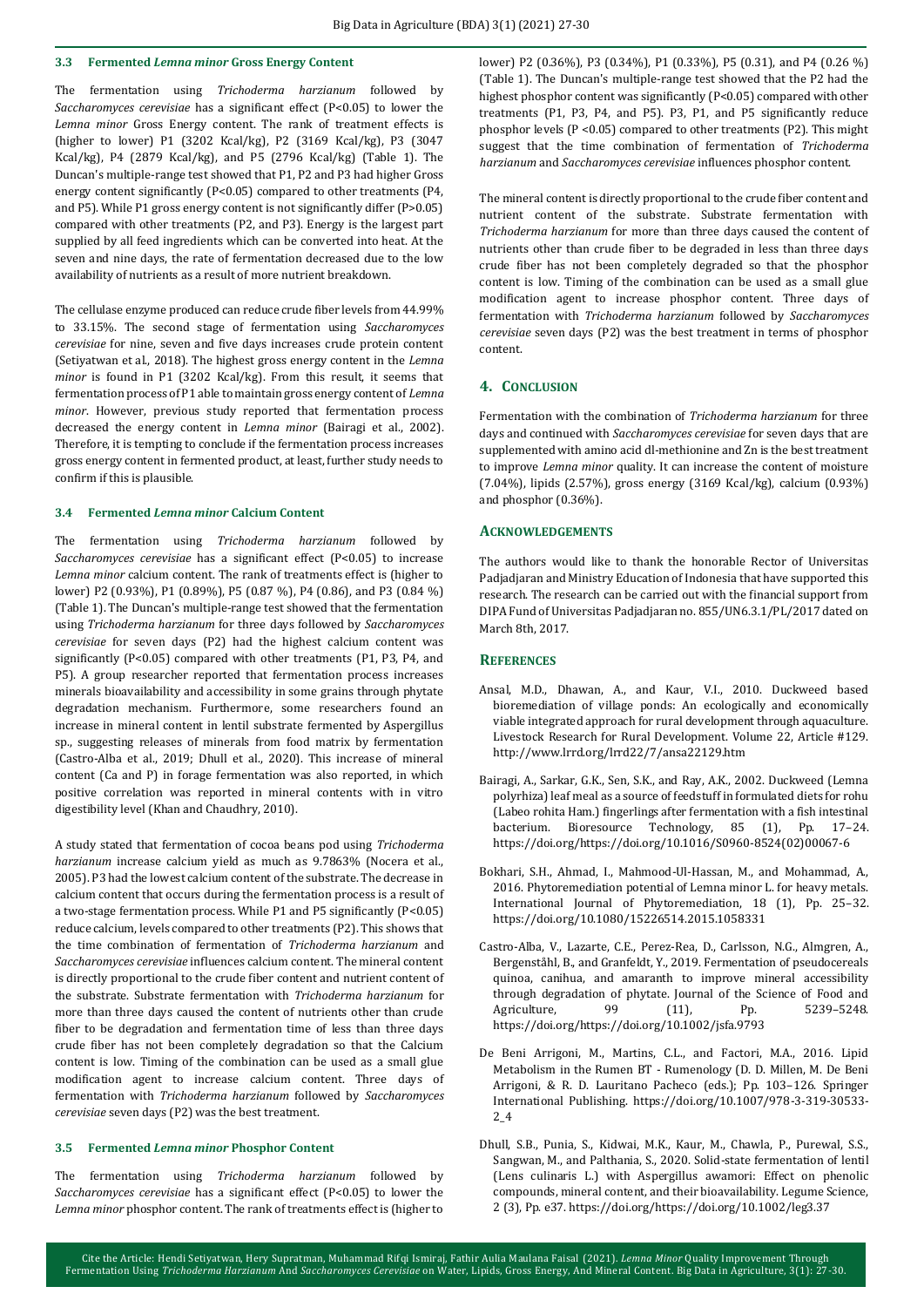### 3.3 Fermented *Lemna minor* Gross Energy Content

The fermentation using *Trichoderma harzianum* followed by *Saccharomyces cerevisiae* has a significant effect (P<0.05) to lower the *Lemna minor* Gross Energy content. The rank of treatment effects is (higher to lower) P1 (3202 Kcal/kg), P2 (3169 Kcal/kg), P3 (3047 Kcal/kg), P4 (2879 Kcal/kg), and P5 (2796 Kcal/kg) (Table 1). The Duncan's multiple-range test showed that P1, P2 and P3 had higher Gross energy content significantly (P<0.05) compared to other treatments (P4, and P5). While P1 gross energy content is not significantly differ (P>0.05) compared with other treatments (P2, and P3). Energy is the largest part supplied by all feed ingredients which can be converted into heat. At the seven and nine days, the rate of fermentation decreased due to the low availability of nutrients as a result of more nutrient breakdown.

The cellulase enzyme produced can reduce crude fiber levels from 44.99% to 33.15%. The second stage of fermentation using *Saccharomyces cerevisiae* for nine, seven and five days increases crude protein content (Setiyatwan et al., 2018). The highest gross energy content in the *Lemna minor* is found in P1 (3202 Kcal/kg). From this result, it seems that fermentation process of P1 able to maintain gross energy content of *Lemna minor*. However, previous study reported that fermentation process decreased the energy content in *Lemna minor* (Bairagi et al., 2002). Therefore, it is tempting to conclude if the fermentation process increases gross energy content in fermented product, at least, further study needs to confirm if this is plausible.

### 3.4 Fermented *Lemna minor* Calcium Content

The fermentation using *Trichoderma harzianum* followed by *Saccharomyces cerevisiae* has a significant effect (P<0.05) to increase *Lemna minor* calcium content. The rank of treatments effect is (higher to lower) P2 (0.93%), P1 (0.89%), P5 (0.87 %), P4 (0.86), and P3 (0.84 %) (Table 1). The Duncan's multiple-range test showed that the fermentation using *Trichoderma harzianum* for three days followed by *Saccharomyces cerevisiae* for seven days (P2) had the highest calcium content was significantly (P<0.05) compared with other treatments (P1, P3, P4, and P5). A group researcher reported that fermentation process increases minerals bioavailability and accessibility in some grains through phytate degradation mechanism. Furthermore, some researchers found an increase in mineral content in lentil substrate fermented by Aspergillus sp., suggesting releases of minerals from food matrix by fermentation (Castro-Alba et al., 2019; Dhull et al., 2020). This increase of mineral content (Ca and P) in forage fermentation was also reported, in which positive correlation was reported in mineral contents with in vitro digestibility level (Khan and Chaudhry, 2010).

A study stated that fermentation of cocoa beans pod using *Trichoderma harzianum* increase calcium yield as much as 9.7863% (Nocera et al., 2005). P3 had the lowest calcium content of the substrate. The decrease in calcium content that occurs during the fermentation process is a result of a two-stage fermentation process. While P1 and P5 significantly (P<0.05) reduce calcium, levels compared to other treatments (P2). This shows that the time combination of fermentation of *Trichoderma harzianum* and *Saccharomyces cerevisiae* influences calcium content. The mineral content is directly proportional to the crude fiber content and nutrient content of the substrate. Substrate fermentation with *Trichoderma harzianum* for more than three days caused the content of nutrients other than crude fiber to be degradation and fermentation time of less than three days crude fiber has not been completely degradation so that the Calcium content is low. Timing of the combination can be used as a small glue modification agent to increase calcium content. Three days of fermentation with *Trichoderma harzianum* followed by *Saccharomyces cerevisiae* seven days (P2) was the best treatment.

### 3.5 Fermented *Lemna minor* Phosphor Content

The fermentation using *Trichoderma harzianum* followed by *Saccharomyces cerevisiae* has a significant effect (P<0.05) to lower the *Lemna minor* phosphor content. The rank of treatments effect is (higher to lower) P2 (0.36%), P3 (0.34%), P1 (0.33%), P5 (0.31), and P4 (0.26 %) (Table 1). The Duncan's multiple-range test showed that the P2 had the highest phosphor content was significantly (P<0.05) compared with other treatments (P1, P3, P4, and P5). P3, P1, and P5 significantly reduce phosphor levels (P <0.05) compared to other treatments (P2). This might suggest that the time combination of fermentation of *Trichoderma harzianum* and *Saccharomyces cerevisiae* influences phosphor content.

The mineral content is directly proportional to the crude fiber content and nutrient content of the substrate. Substrate fermentation with *Trichoderma harzianum* for more than three days caused the content of nutrients other than crude fiber to be degraded in less than three days crude fiber has not been completely degraded so that the phosphor content is low. Timing of the combination can be used as a small glue modification agent to increase phosphor content. Three days of fermentation with *Trichoderma harzianum* followed by *Saccharomyces cerevisiae* seven days (P2) was the best treatment in terms of phosphor content.

## 4. Conclusion

Fermentation with the combination of *Trichoderma harzianum* for three days and continued with *Saccharomyces cerevisiae* for seven days that are supplemented with amino acid dl-methionine and Zn is the best treatment to improve *Lemna minor* quality. It can increase the content of moisture (7.04%), lipids (2.57%), gross energy (3169 Kcal/kg), calcium (0.93%) and phosphor (0.36%).

## Acknowledgements

The authors would like to thank the honorable Rector of Universitas Padjadjaran and Ministry Education of Indonesia that have supported this research. The research can be carried out with the financial support from DIPA Fund of Universitas Padjadjaran no. 855/UN6.3.1/PL/2017 dated on March 8th, 2017.

## References

Ansal, M.D., Dhawan, A., and Kaur, V.I., 2010. Duckweed based bioremediation of village ponds: An ecologically and economically viable integrated approach for rural development through aquaculture. Livestock Research for Rural Development. Volume 22, Article #129. http://www.lrrd.org/lrrd22/7/ansa22129.htm

Bairagi, A., Sarkar, G.K., Sen, S.K., and Ray, A.K., 2002. Duckweed (Lemna polyrhiza) leaf meal as a source of feedstuff in formulated diets for rohu (Labeo rohita Ham.) fingerlings after fermentation with a fish intestinal bacterium. Bioresource Technology, 85 (1), Pp. 17–24. https://doi.org/https://doi.org/10.1016/S0960-8524(02)00067-6

Bokhari, S.H., Ahmad, I., Mahmood-Ul-Hassan, M., and Mohammad, A., 2016. Phytoremediation potential of Lemna minor L. for heavy metals. International Journal of Phytoremediation, 18 (1), Pp. 25–32. https://doi.org/10.1080/15226514.2015.1058331

Castro-Alba, V., Lazarte, C.E., Perez-Rea, D., Carlsson, N.G., Almgren, A., Bergenståhl, B., and Granfeldt, Y., 2019. Fermentation of pseudocereals quinoa, canihua, and amaranth to improve mineral accessibility through degradation of phytate. Journal of the Science of Food and Agriculture, 99 (11), Pp. 5239–5248. https://doi.org/https://doi.org/10.1002/jsfa.9793

De Beni Arrigoni, M., Martins, C.L., and Factori, M.A., 2016. Lipid Metabolism in the Rumen BT - Rumenology (D. D. Millen, M. De Beni Arrigoni, & R. D. Lauritano Pacheco (eds.); Pp. 103–126. Springer International Publishing. https://doi.org/10.1007/978-3-319-30533-2_4

Dhull, S.B., Punia, S., Kidwai, M.K., Kaur, M., Chawla, P., Purewal, S.S., Sangwan, M., and Palthania, S., 2020. Solid-state fermentation of lentil (Lens culinaris L.) with Aspergillus awamori: Effect on phenolic compounds, mineral content, and their bioavailability. Legume Science, 2 (3), Pp. e37. https://doi.org/https://doi.org/10.1002/leg3.37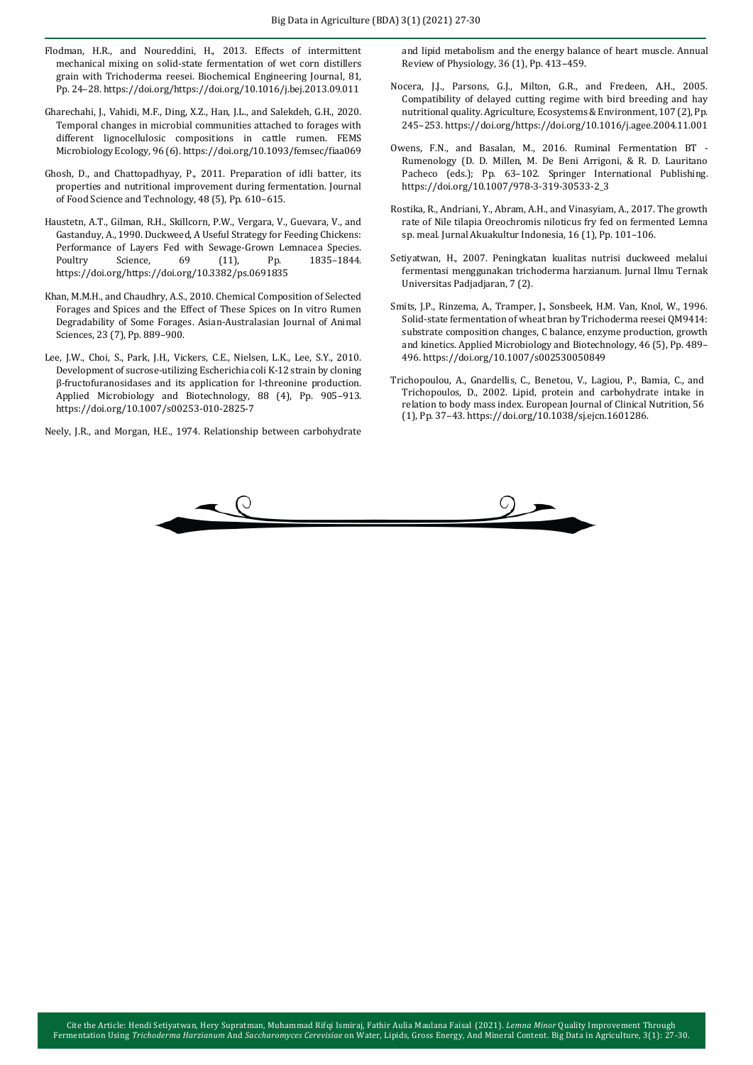Flodman, H.R., and Noureddini, H., 2013. Effects of intermittent mechanical mixing on solid-state fermentation of wet corn distillers grain with Trichoderma reesei. Biochemical Engineering Journal, 81, Pp. 24–28. https://doi.org/https://doi.org/10.1016/j.bej.2013.09.011

Gharechahi, J., Vahidi, M.F., Ding, X.Z., Han, J.L., and Salekdeh, G.H., 2020. Temporal changes in microbial communities attached to forages with different lignocellulosic compositions in cattle rumen. FEMS Microbiology Ecology, 96 (6). https://doi.org/10.1093/femsec/fiaa069

Ghosh, D., and Chattopadhyay, P., 2011. Preparation of idli batter, its properties and nutritional improvement during fermentation. Journal of Food Science and Technology, 48 (5), Pp. 610–615.

Haustetn, A.T., Gilman, R.H., Skillcorn, P.W., Vergara, V., Guevara, V., and Gastanduy, A., 1990. Duckweed, A Useful Strategy for Feeding Chickens: Performance of Layers Fed with Sewage-Grown Lemnacea Species. Poultry Science, 69 (11), Pp. 1835–1844. https://doi.org/https://doi.org/10.3382/ps.0691835

Khan, M.M.H., and Chaudhry, A.S., 2010. Chemical Composition of Selected Forages and Spices and the Effect of These Spices on In vitro Rumen Degradability of Some Forages. Asian-Australasian Journal of Animal Sciences, 23 (7), Pp. 889–900.

Lee, J.W., Choi, S., Park, J.H., Vickers, C.E., Nielsen, L.K., Lee, S.Y., 2010. Development of sucrose-utilizing Escherichia coli K-12 strain by cloning β-fructofuranosidases and its application for l-threonine production. Applied Microbiology and Biotechnology, 88 (4), Pp. 905–913. https://doi.org/10.1007/s00253-010-2825-7

Neely, J.R., and Morgan, H.E., 1974. Relationship between carbohydrate and lipid metabolism and the energy balance of heart muscle. Annual Review of Physiology, 36 (1), Pp. 413–459.

Nocera, J.J., Parsons, G.J., Milton, G.R., and Fredeen, A.H., 2005. Compatibility of delayed cutting regime with bird breeding and hay nutritional quality. Agriculture, Ecosystems & Environment, 107 (2), Pp. 245–253. https://doi.org/https://doi.org/10.1016/j.agee.2004.11.001

Owens, F.N., and Basalan, M., 2016. Ruminal Fermentation BT - Rumenology (D. D. Millen, M. De Beni Arrigoni, & R. D. Lauritano Pacheco (eds.); Pp. 63–102. Springer International Publishing. https://doi.org/10.1007/978-3-319-30533-2_3

Rostika, R., Andriani, Y., Abram, A.H., and Vinasyiam, A., 2017. The growth rate of Nile tilapia Oreochromis niloticus fry fed on fermented Lemna sp. meal. Jurnal Akuakultur Indonesia, 16 (1), Pp. 101–106.

Setiyatwan, H., 2007. Peningkatan kualitas nutrisi duckweed melalui fermentasi menggunakan trichoderma harzianum. Jurnal Ilmu Ternak Universitas Padjadjaran, 7 (2).

Smits, J.P., Rinzema, A., Tramper, J., Sonsbeek, H.M. Van, Knol, W., 1996. Solid-state fermentation of wheat bran by Trichoderma reesei QM9414: substrate composition changes, C balance, enzyme production, growth and kinetics. Applied Microbiology and Biotechnology, 46 (5), Pp. 489–496. https://doi.org/10.1007/s002530050849

Trichopoulou, A., Gnardellis, C., Benetou, V., Lagiou, P., Bamia, C., and Trichopoulos, D., 2002. Lipid, protein and carbohydrate intake in relation to body mass index. European Journal of Clinical Nutrition, 56 (1), Pp. 37–43. https://doi.org/10.1038/sj.ejcn.1601286.